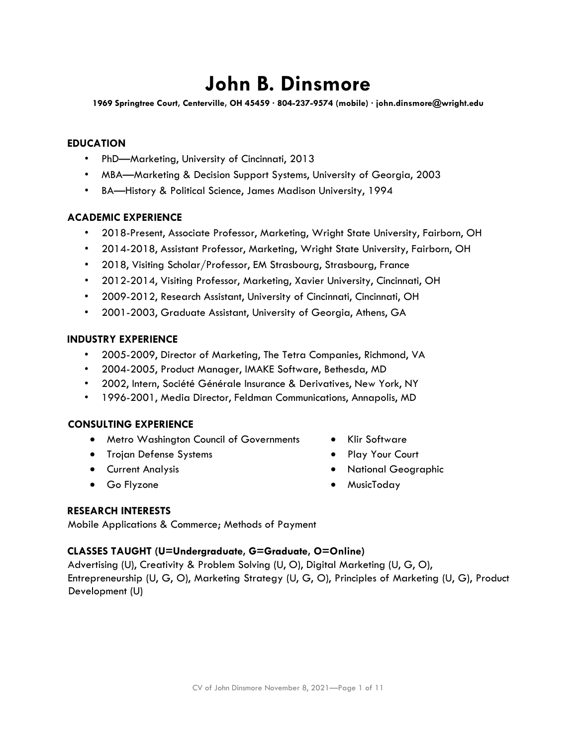# John B. Dinsmore

**1969 Springtree Court, Centerville, OH 45459 · 804-237-9574 (mobile) · john.dinsmore@wright.edu**

## EDUCATION

- PhD—Marketing, University of Cincinnati, 2013
- MBA—Marketing & Decision Support Systems, University of Georgia, 2003
- BA—History & Political Science, James Madison University, 1994

## ACADEMIC EXPERIENCE

- 2018-Present, Associate Professor, Marketing, Wright State University, Fairborn, OH
- 2014-2018, Assistant Professor, Marketing, Wright State University, Fairborn, OH
- 2018, Visiting Scholar/Professor, EM Strasbourg, Strasbourg, France
- 2012-2014, Visiting Professor, Marketing, Xavier University, Cincinnati, OH
- 2009-2012, Research Assistant, University of Cincinnati, Cincinnati, OH
- 2001-2003, Graduate Assistant, University of Georgia, Athens, GA

## INDUSTRY EXPERIENCE

- 2005-2009, Director of Marketing, The Tetra Companies, Richmond, VA
- 2004-2005, Product Manager, IMAKE Software, Bethesda, MD
- 2002, Intern, Société Générale Insurance & Derivatives, New York, NY
- 1996-2001, Media Director, Feldman Communications, Annapolis, MD

## CONSULTING EXPERIENCE

- Metro Washington Council of Governments
- Trojan Defense Systems
- Current Analysis
- Go Flyzone
- Klir Software
- Play Your Court
- National Geographic
- MusicToday

## RESEARCH INTERESTS

Mobile Applications & Commerce; Methods of Payment

## CLASSES TAUGHT (U=Undergraduate, G=Graduate, O=Online)

Advertising (U), Creativity & Problem Solving (U, O), Digital Marketing (U, G, O), Entrepreneurship (U, G, O), Marketing Strategy (U, G, O), Principles of Marketing (U, G), Product Development (U)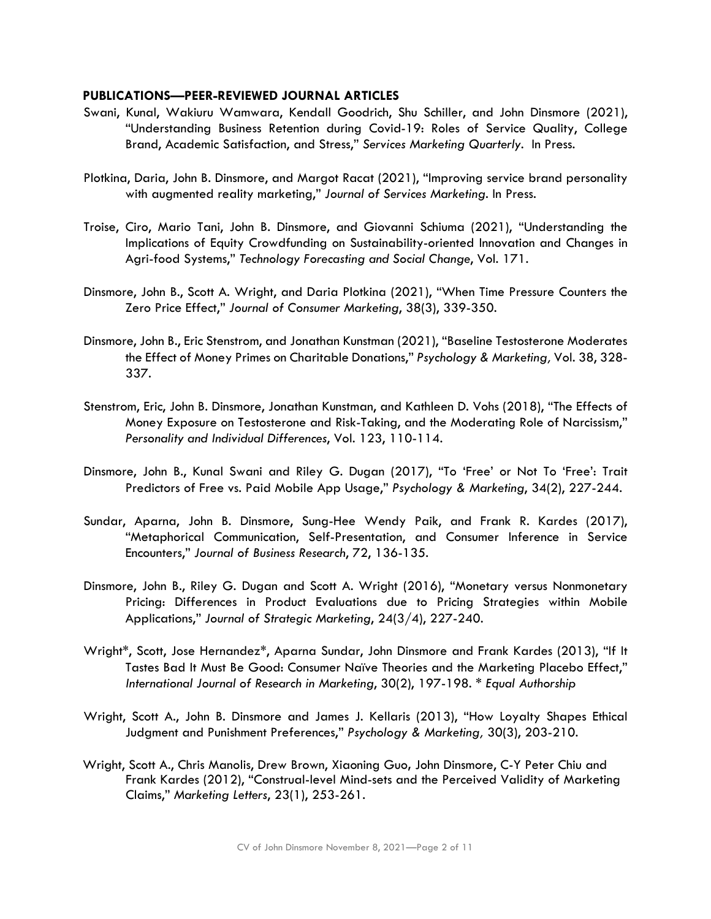## PUBLICATIONS—PEER-REVIEWED JOURNAL ARTICLES

Swani, Kunal, Wakiuru Wamwara, Kendall Goodrich, Shu Schiller, and John Dinsmore (2021), "Understanding Business Retention during Covid-19: Roles of Service Quality, College Brand, Academic Satisfaction, and Stress," *Services Marketing Quarterly*. In Press.

Plotkina, Daria, John B. Dinsmore, and Margot Racat (2021), "Improving service brand personality with augmented reality marketing," *Journal of Services Marketing*. In Press.

Troise, Ciro, Mario Tani, John B. Dinsmore, and Giovanni Schiuma (2021), "Understanding the Implications of Equity Crowdfunding on Sustainability-oriented Innovation and Changes in Agri-food Systems," *Technology Forecasting and Social Change*, Vol. 171.

Dinsmore, John B., Scott A. Wright, and Daria Plotkina (2021), "When Time Pressure Counters the Zero Price Effect," *Journal of Consumer Marketing*, 38(3), 339-350.

Dinsmore, John B., Eric Stenstrom, and Jonathan Kunstman (2021), "Baseline Testosterone Moderates the Effect of Money Primes on Charitable Donations," *Psychology & Marketing,* Vol. 38, 328-337.

Stenstrom, Eric, John B. Dinsmore, Jonathan Kunstman, and Kathleen D. Vohs (2018), "The Effects of Money Exposure on Testosterone and Risk-Taking, and the Moderating Role of Narcissism," *Personality and Individual Differences*, Vol. 123, 110-114.

Dinsmore, John B., Kunal Swani and Riley G. Dugan (2017), "To 'Free' or Not To 'Free': Trait Predictors of Free vs. Paid Mobile App Usage," *Psychology & Marketing*, 34(2), 227-244.

Sundar, Aparna, John B. Dinsmore, Sung-Hee Wendy Paik, and Frank R. Kardes (2017), "Metaphorical Communication, Self-Presentation, and Consumer Inference in Service Encounters," *Journal of Business Research*, 72, 136-135.

Dinsmore, John B., Riley G. Dugan and Scott A. Wright (2016), "Monetary versus Nonmonetary Pricing: Differences in Product Evaluations due to Pricing Strategies within Mobile Applications," *Journal of Strategic Marketing*, 24(3/4), 227-240.

Wright*, Scott, Jose Hernandez*, Aparna Sundar, John Dinsmore and Frank Kardes (2013), "If It Tastes Bad It Must Be Good: Consumer Naïve Theories and the Marketing Placebo Effect," *International Journal of Research in Marketing*, 30(2), 197-198. * *Equal Authorship*

Wright, Scott A., John B. Dinsmore and James J. Kellaris (2013), "How Loyalty Shapes Ethical Judgment and Punishment Preferences," *Psychology & Marketing,* 30(3), 203-210.

Wright, Scott A., Chris Manolis, Drew Brown, Xiaoning Guo, John Dinsmore, C-Y Peter Chiu and Frank Kardes (2012), "Construal-level Mind-sets and the Perceived Validity of Marketing Claims," *Marketing Letters*, 23(1), 253-261.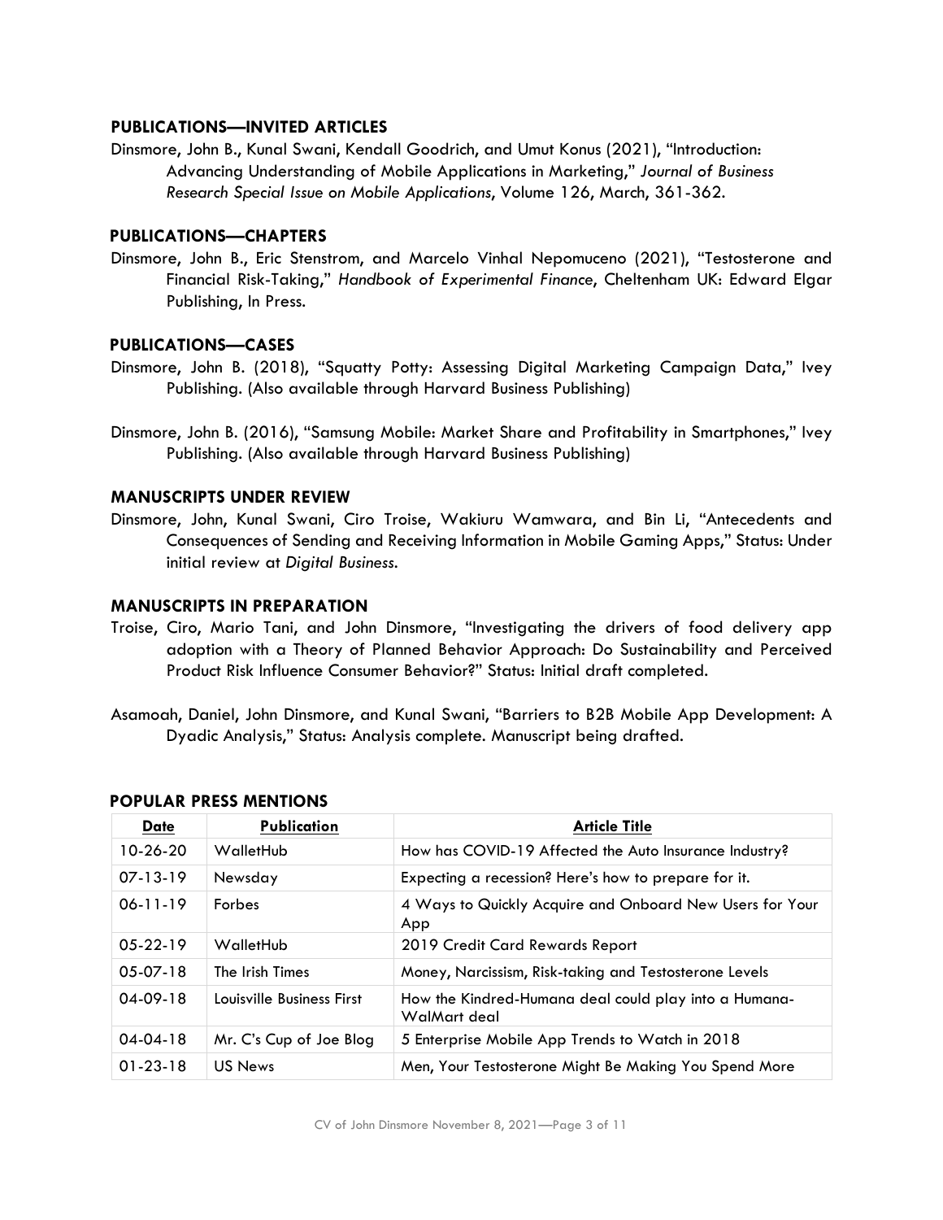## PUBLICATIONS—INVITED ARTICLES

Dinsmore, John B., Kunal Swani, Kendall Goodrich, and Umut Konus (2021), "Introduction: Advancing Understanding of Mobile Applications in Marketing," *Journal of Business Research Special Issue on Mobile Applications*, Volume 126, March, 361-362.

## PUBLICATIONS—CHAPTERS

Dinsmore, John B., Eric Stenstrom, and Marcelo Vinhal Nepomuceno (2021), "Testosterone and Financial Risk-Taking," *Handbook of Experimental Finance*, Cheltenham UK: Edward Elgar Publishing, In Press.

## PUBLICATIONS—CASES

Dinsmore, John B. (2018), "Squatty Potty: Assessing Digital Marketing Campaign Data," Ivey Publishing. (Also available through Harvard Business Publishing)

Dinsmore, John B. (2016), "Samsung Mobile: Market Share and Profitability in Smartphones," Ivey Publishing. (Also available through Harvard Business Publishing)

## MANUSCRIPTS UNDER REVIEW

Dinsmore, John, Kunal Swani, Ciro Troise, Wakiuru Wamwara, and Bin Li, "Antecedents and Consequences of Sending and Receiving Information in Mobile Gaming Apps," Status: Under initial review at *Digital Business*.

## MANUSCRIPTS IN PREPARATION

Troise, Ciro, Mario Tani, and John Dinsmore, "Investigating the drivers of food delivery app adoption with a Theory of Planned Behavior Approach: Do Sustainability and Perceived Product Risk Influence Consumer Behavior?" Status: Initial draft completed.

Asamoah, Daniel, John Dinsmore, and Kunal Swani, "Barriers to B2B Mobile App Development: A Dyadic Analysis," Status: Analysis complete. Manuscript being drafted.

## POPULAR PRESS MENTIONS

| Date | Publication | Article Title |
|---|---|---|
| 10-26-20 | WalletHub | How has COVID-19 Affected the Auto Insurance Industry? |
| 07-13-19 | Newsday | Expecting a recession? Here's how to prepare for it. |
| 06-11-19 | Forbes | 4 Ways to Quickly Acquire and Onboard New Users for Your App |
| 05-22-19 | WalletHub | 2019 Credit Card Rewards Report |
| 05-07-18 | The Irish Times | Money, Narcissism, Risk-taking and Testosterone Levels |
| 04-09-18 | Louisville Business First | How the Kindred-Humana deal could play into a Humana-WalMart deal |
| 04-04-18 | Mr. C's Cup of Joe Blog | 5 Enterprise Mobile App Trends to Watch in 2018 |
| 01-23-18 | US News | Men, Your Testosterone Might Be Making You Spend More |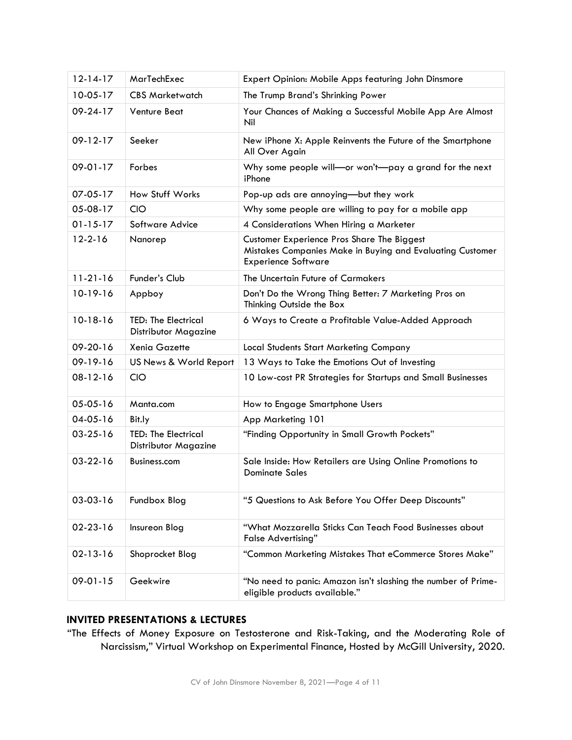| | | |
|---|---|---|
| 12-14-17 | MarTechExec | Expert Opinion: Mobile Apps featuring John Dinsmore |
| 10-05-17 | CBS Marketwatch | The Trump Brand's Shrinking Power |
| 09-24-17 | Venture Beat | Your Chances of Making a Successful Mobile App Are Almost Nil |
| 09-12-17 | Seeker | New iPhone X: Apple Reinvents the Future of the Smartphone All Over Again |
| 09-01-17 | Forbes | Why some people will—or won't—pay a grand for the next iPhone |
| 07-05-17 | How Stuff Works | Pop-up ads are annoying—but they work |
| 05-08-17 | CIO | Why some people are willing to pay for a mobile app |
| 01-15-17 | Software Advice | 4 Considerations When Hiring a Marketer |
| 12-2-16 | Nanorep | Customer Experience Pros Share The Biggest Mistakes Companies Make in Buying and Evaluating Customer Experience Software |
| 11-21-16 | Funder's Club | The Uncertain Future of Carmakers |
| 10-19-16 | Appboy | Don't Do the Wrong Thing Better: 7 Marketing Pros on Thinking Outside the Box |
| 10-18-16 | TED: The Electrical Distributor Magazine | 6 Ways to Create a Profitable Value-Added Approach |
| 09-20-16 | Xenia Gazette | Local Students Start Marketing Company |
| 09-19-16 | US News & World Report | 13 Ways to Take the Emotions Out of Investing |
| 08-12-16 | CIO | 10 Low-cost PR Strategies for Startups and Small Businesses |
| 05-05-16 | Manta.com | How to Engage Smartphone Users |
| 04-05-16 | Bit.ly | App Marketing 101 |
| 03-25-16 | TED: The Electrical Distributor Magazine | "Finding Opportunity in Small Growth Pockets" |
| 03-22-16 | Business.com | Sale Inside: How Retailers are Using Online Promotions to Dominate Sales |
| 03-03-16 | Fundbox Blog | "5 Questions to Ask Before You Offer Deep Discounts" |
| 02-23-16 | Insureon Blog | "What Mozzarella Sticks Can Teach Food Businesses about False Advertising" |
| 02-13-16 | Shoprocket Blog | "Common Marketing Mistakes That eCommerce Stores Make" |
| 09-01-15 | Geekwire | "No need to panic: Amazon isn't slashing the number of Prime-eligible products available." |

## INVITED PRESENTATIONS & LECTURES

"The Effects of Money Exposure on Testosterone and Risk-Taking, and the Moderating Role of Narcissism," Virtual Workshop on Experimental Finance, Hosted by McGill University, 2020.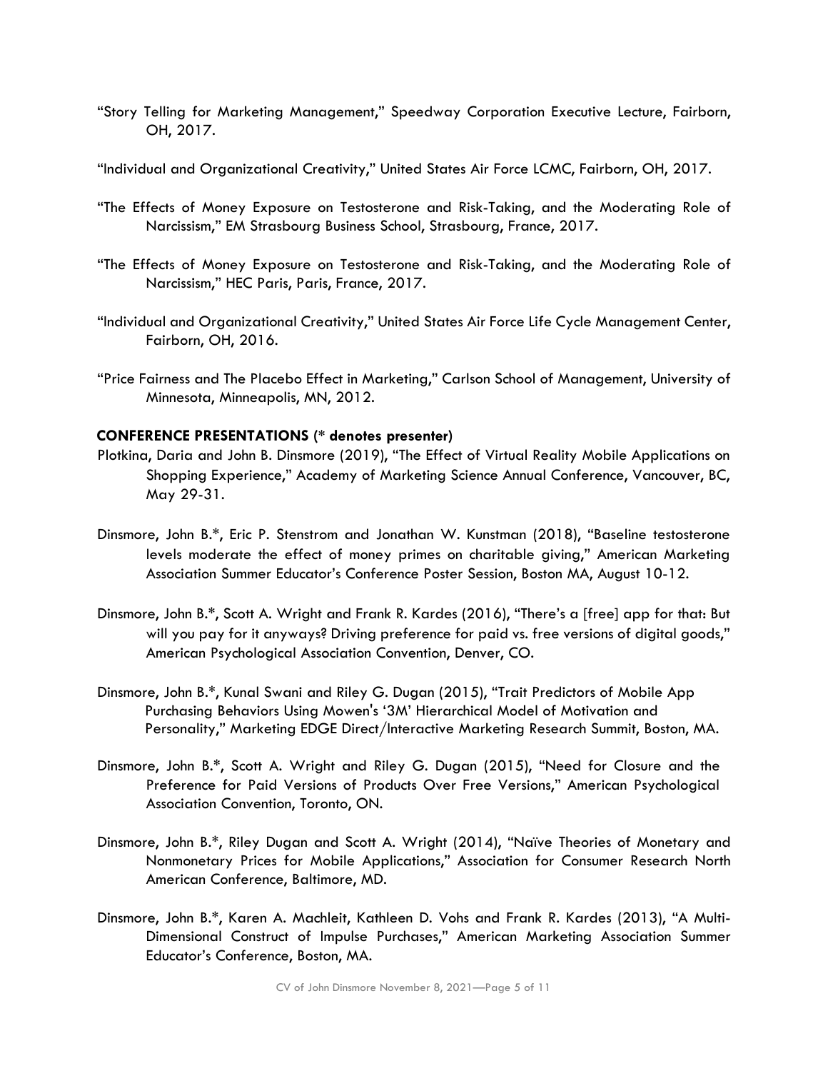"Story Telling for Marketing Management," Speedway Corporation Executive Lecture, Fairborn, OH, 2017.

"Individual and Organizational Creativity," United States Air Force LCMC, Fairborn, OH, 2017.

"The Effects of Money Exposure on Testosterone and Risk-Taking, and the Moderating Role of Narcissism," EM Strasbourg Business School, Strasbourg, France, 2017.

"The Effects of Money Exposure on Testosterone and Risk-Taking, and the Moderating Role of Narcissism," HEC Paris, Paris, France, 2017.

"Individual and Organizational Creativity," United States Air Force Life Cycle Management Center, Fairborn, OH, 2016.

"Price Fairness and The Placebo Effect in Marketing," Carlson School of Management, University of Minnesota, Minneapolis, MN, 2012.

**CONFERENCE PRESENTATIONS (* denotes presenter)**

Plotkina, Daria and John B. Dinsmore (2019), "The Effect of Virtual Reality Mobile Applications on Shopping Experience," Academy of Marketing Science Annual Conference, Vancouver, BC, May 29-31.

Dinsmore, John B.*, Eric P. Stenstrom and Jonathan W. Kunstman (2018), "Baseline testosterone levels moderate the effect of money primes on charitable giving," American Marketing Association Summer Educator's Conference Poster Session, Boston MA, August 10-12.

Dinsmore, John B.*, Scott A. Wright and Frank R. Kardes (2016), "There's a [free] app for that: But will you pay for it anyways? Driving preference for paid vs. free versions of digital goods," American Psychological Association Convention, Denver, CO.

Dinsmore, John B.*, Kunal Swani and Riley G. Dugan (2015), "Trait Predictors of Mobile App Purchasing Behaviors Using Mowen's '3M' Hierarchical Model of Motivation and Personality," Marketing EDGE Direct/Interactive Marketing Research Summit, Boston, MA.

Dinsmore, John B.*, Scott A. Wright and Riley G. Dugan (2015), "Need for Closure and the Preference for Paid Versions of Products Over Free Versions," American Psychological Association Convention, Toronto, ON.

Dinsmore, John B.*, Riley Dugan and Scott A. Wright (2014), "Naïve Theories of Monetary and Nonmonetary Prices for Mobile Applications," Association for Consumer Research North American Conference, Baltimore, MD.

Dinsmore, John B.*, Karen A. Machleit, Kathleen D. Vohs and Frank R. Kardes (2013), "A Multi-Dimensional Construct of Impulse Purchases," American Marketing Association Summer Educator's Conference, Boston, MA.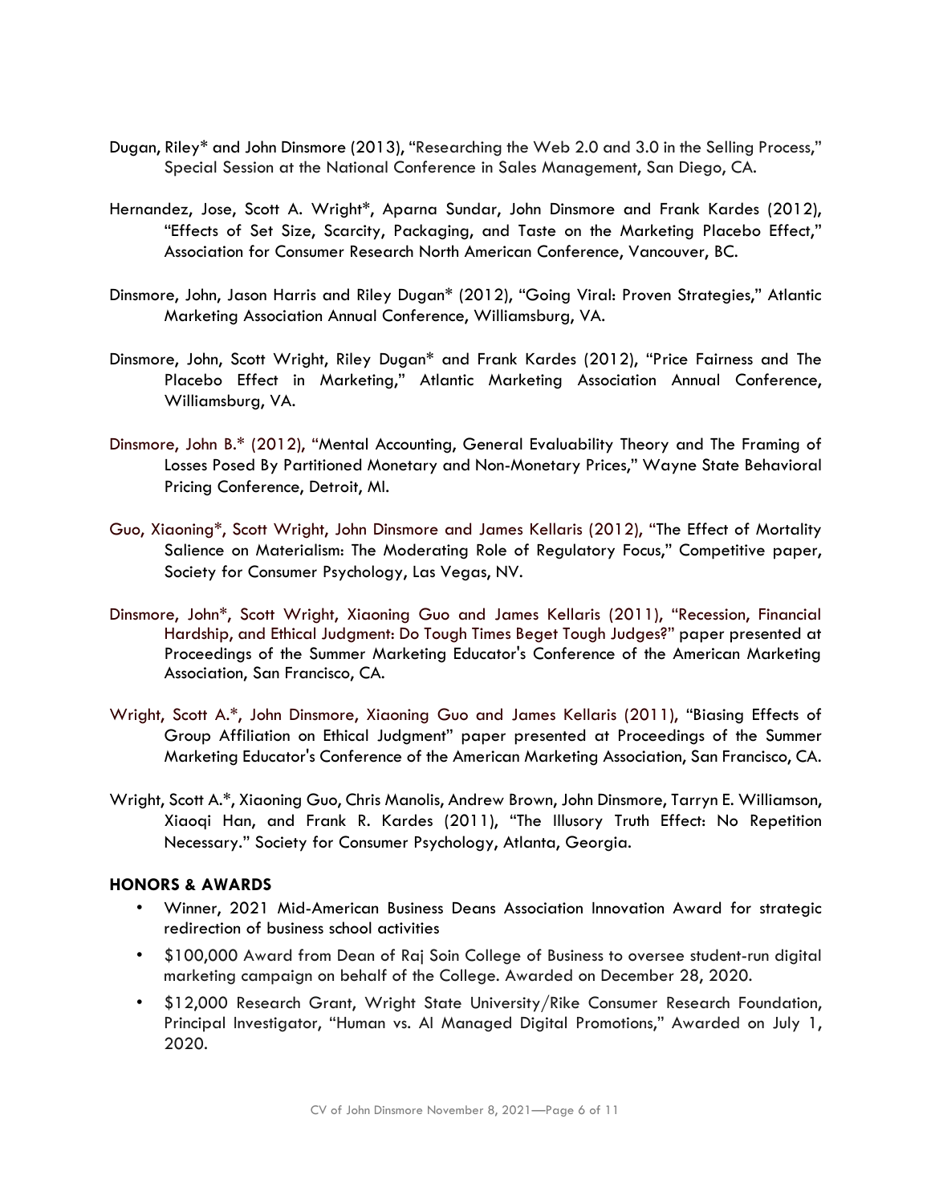Dugan, Riley* and John Dinsmore (2013), "Researching the Web 2.0 and 3.0 in the Selling Process," Special Session at the National Conference in Sales Management, San Diego, CA.

Hernandez, Jose, Scott A. Wright*, Aparna Sundar, John Dinsmore and Frank Kardes (2012), "Effects of Set Size, Scarcity, Packaging, and Taste on the Marketing Placebo Effect," Association for Consumer Research North American Conference, Vancouver, BC.

Dinsmore, John, Jason Harris and Riley Dugan* (2012), "Going Viral: Proven Strategies," Atlantic Marketing Association Annual Conference, Williamsburg, VA.

Dinsmore, John, Scott Wright, Riley Dugan* and Frank Kardes (2012), "Price Fairness and The Placebo Effect in Marketing," Atlantic Marketing Association Annual Conference, Williamsburg, VA.

Dinsmore, John B.* (2012), "Mental Accounting, General Evaluability Theory and The Framing of Losses Posed By Partitioned Monetary and Non-Monetary Prices," Wayne State Behavioral Pricing Conference, Detroit, MI.

Guo, Xiaoning*, Scott Wright, John Dinsmore and James Kellaris (2012), "The Effect of Mortality Salience on Materialism: The Moderating Role of Regulatory Focus," Competitive paper, Society for Consumer Psychology, Las Vegas, NV.

Dinsmore, John*, Scott Wright, Xiaoning Guo and James Kellaris (2011), "Recession, Financial Hardship, and Ethical Judgment: Do Tough Times Beget Tough Judges?" paper presented at Proceedings of the Summer Marketing Educator's Conference of the American Marketing Association, San Francisco, CA.

Wright, Scott A.*, John Dinsmore, Xiaoning Guo and James Kellaris (2011), "Biasing Effects of Group Affiliation on Ethical Judgment" paper presented at Proceedings of the Summer Marketing Educator's Conference of the American Marketing Association, San Francisco, CA.

Wright, Scott A.*, Xiaoning Guo, Chris Manolis, Andrew Brown, John Dinsmore, Tarryn E. Williamson, Xiaoqi Han, and Frank R. Kardes (2011), "The Illusory Truth Effect: No Repetition Necessary." Society for Consumer Psychology, Atlanta, Georgia.

**HONORS & AWARDS**

- Winner, 2021 Mid-American Business Deans Association Innovation Award for strategic redirection of business school activities
- $100,000 Award from Dean of Raj Soin College of Business to oversee student-run digital marketing campaign on behalf of the College. Awarded on December 28, 2020.
- $12,000 Research Grant, Wright State University/Rike Consumer Research Foundation, Principal Investigator, "Human vs. AI Managed Digital Promotions," Awarded on July 1, 2020.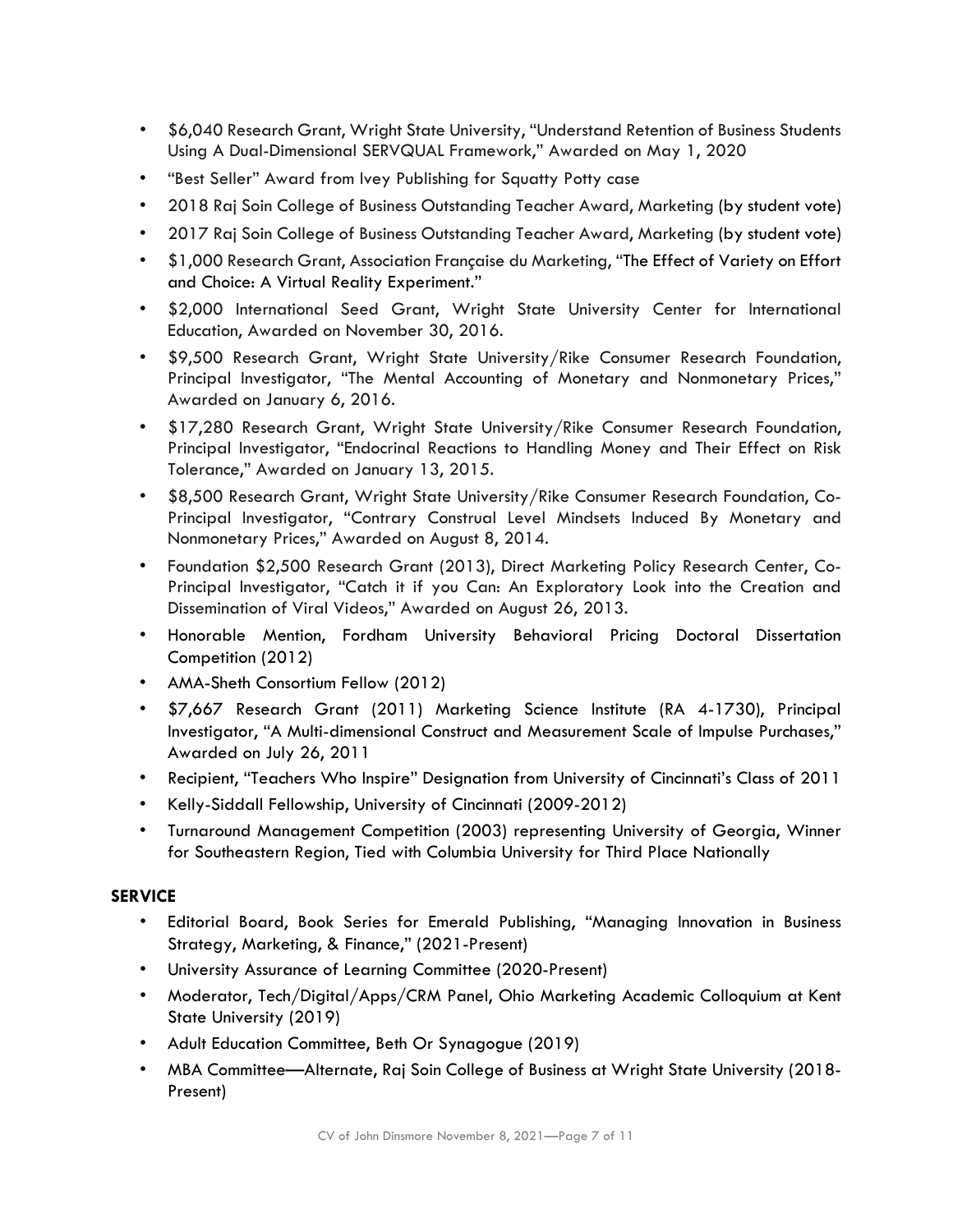- $6,040 Research Grant, Wright State University, "Understand Retention of Business Students Using A Dual-Dimensional SERVQUAL Framework," Awarded on May 1, 2020
- "Best Seller" Award from Ivey Publishing for Squatty Potty case
- 2018 Raj Soin College of Business Outstanding Teacher Award, Marketing (by student vote)
- 2017 Raj Soin College of Business Outstanding Teacher Award, Marketing (by student vote)
- $1,000 Research Grant, Association Française du Marketing, "The Effect of Variety on Effort and Choice: A Virtual Reality Experiment."
- $2,000 International Seed Grant, Wright State University Center for International Education, Awarded on November 30, 2016.
- $9,500 Research Grant, Wright State University/Rike Consumer Research Foundation, Principal Investigator, "The Mental Accounting of Monetary and Nonmonetary Prices," Awarded on January 6, 2016.
- $17,280 Research Grant, Wright State University/Rike Consumer Research Foundation, Principal Investigator, "Endocrinal Reactions to Handling Money and Their Effect on Risk Tolerance," Awarded on January 13, 2015.
- $8,500 Research Grant, Wright State University/Rike Consumer Research Foundation, Co-Principal Investigator, "Contrary Construal Level Mindsets Induced By Monetary and Nonmonetary Prices," Awarded on August 8, 2014.
- Foundation $2,500 Research Grant (2013), Direct Marketing Policy Research Center, Co-Principal Investigator, "Catch it if you Can: An Exploratory Look into the Creation and Dissemination of Viral Videos," Awarded on August 26, 2013.
- Honorable Mention, Fordham University Behavioral Pricing Doctoral Dissertation Competition (2012)
- AMA-Sheth Consortium Fellow (2012)
- $7,667 Research Grant (2011) Marketing Science Institute (RA 4-1730), Principal Investigator, "A Multi-dimensional Construct and Measurement Scale of Impulse Purchases," Awarded on July 26, 2011
- Recipient, "Teachers Who Inspire" Designation from University of Cincinnati's Class of 2011
- Kelly-Siddall Fellowship, University of Cincinnati (2009-2012)
- Turnaround Management Competition (2003) representing University of Georgia, Winner for Southeastern Region, Tied with Columbia University for Third Place Nationally

## SERVICE

- Editorial Board, Book Series for Emerald Publishing, "Managing Innovation in Business Strategy, Marketing, & Finance," (2021-Present)
- University Assurance of Learning Committee (2020-Present)
- Moderator, Tech/Digital/Apps/CRM Panel, Ohio Marketing Academic Colloquium at Kent State University (2019)
- Adult Education Committee, Beth Or Synagogue (2019)
- MBA Committee—Alternate, Raj Soin College of Business at Wright State University (2018-Present)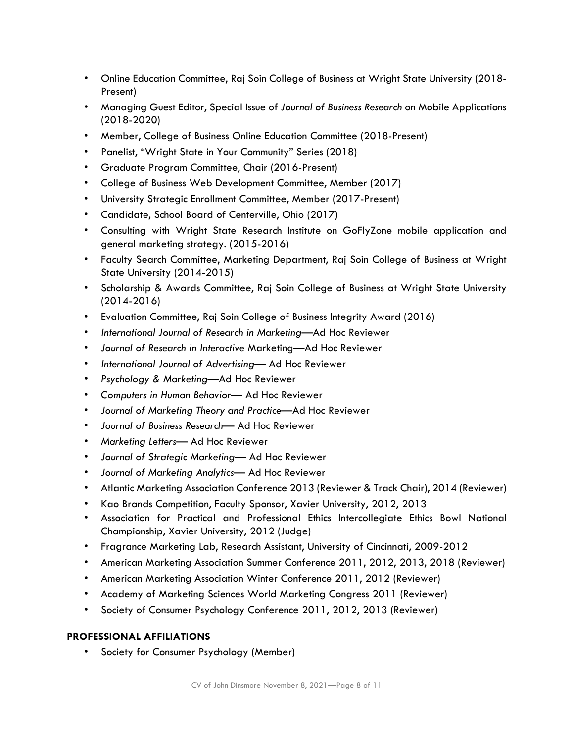- Online Education Committee, Raj Soin College of Business at Wright State University (2018-Present)
- Managing Guest Editor, Special Issue of *Journal of Business Research* on Mobile Applications (2018-2020)
- Member, College of Business Online Education Committee (2018-Present)
- Panelist, "Wright State in Your Community" Series (2018)
- Graduate Program Committee, Chair (2016-Present)
- College of Business Web Development Committee, Member (2017)
- University Strategic Enrollment Committee, Member (2017-Present)
- Candidate, School Board of Centerville, Ohio (2017)
- Consulting with Wright State Research Institute on GoFlyZone mobile application and general marketing strategy. (2015-2016)
- Faculty Search Committee, Marketing Department, Raj Soin College of Business at Wright State University (2014-2015)
- Scholarship & Awards Committee, Raj Soin College of Business at Wright State University (2014-2016)
- Evaluation Committee, Raj Soin College of Business Integrity Award (2016)
- *International Journal of Research in Marketing*—Ad Hoc Reviewer
- *Journal of Research in Interactive* Marketing—Ad Hoc Reviewer
- *International Journal of Advertising*— Ad Hoc Reviewer
- *Psychology & Marketing*—Ad Hoc Reviewer
- *Computers in Human Behavior*— Ad Hoc Reviewer
- *Journal of Marketing Theory and Practice*—Ad Hoc Reviewer
- *Journal of Business Research*— Ad Hoc Reviewer
- *Marketing Letters*— Ad Hoc Reviewer
- *Journal of Strategic Marketing*— Ad Hoc Reviewer
- *Journal of Marketing Analytics*— Ad Hoc Reviewer
- Atlantic Marketing Association Conference 2013 (Reviewer & Track Chair), 2014 (Reviewer)
- Kao Brands Competition, Faculty Sponsor, Xavier University, 2012, 2013
- Association for Practical and Professional Ethics Intercollegiate Ethics Bowl National Championship, Xavier University, 2012 (Judge)
- Fragrance Marketing Lab, Research Assistant, University of Cincinnati, 2009-2012
- American Marketing Association Summer Conference 2011, 2012, 2013, 2018 (Reviewer)
- American Marketing Association Winter Conference 2011, 2012 (Reviewer)
- Academy of Marketing Sciences World Marketing Congress 2011 (Reviewer)
- Society of Consumer Psychology Conference 2011, 2012, 2013 (Reviewer)

## PROFESSIONAL AFFILIATIONS

- Society for Consumer Psychology (Member)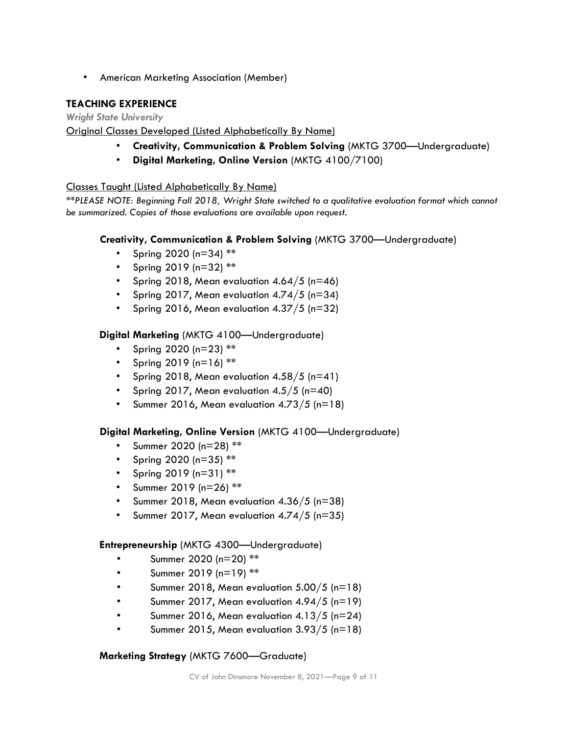- American Marketing Association (Member)

## TEACHING EXPERIENCE

***Wright State University***

Original Classes Developed (Listed Alphabetically By Name)

- **Creativity, Communication & Problem Solving** (MKTG 3700—Undergraduate)
- **Digital Marketing, Online Version** (MKTG 4100/7100)

Classes Taught (Listed Alphabetically By Name)

***PLEASE NOTE: Beginning Fall 2018, Wright State switched to a qualitative evaluation format which cannot be summarized. Copies of those evaluations are available upon request.*

**Creativity, Communication & Problem Solving** (MKTG 3700—Undergraduate)

- Spring 2020 (n=34) **
- Spring 2019 (n=32) **
- Spring 2018, Mean evaluation 4.64/5 (n=46)
- Spring 2017, Mean evaluation 4.74/5 (n=34)
- Spring 2016, Mean evaluation 4.37/5 (n=32)

**Digital Marketing** (MKTG 4100—Undergraduate)

- Spring 2020 (n=23) **
- Spring 2019 (n=16) **
- Spring 2018, Mean evaluation 4.58/5 (n=41)
- Spring 2017, Mean evaluation 4.5/5 (n=40)
- Summer 2016, Mean evaluation 4.73/5 (n=18)

**Digital Marketing, Online Version** (MKTG 4100—Undergraduate)

- Summer 2020 (n=28) **
- Spring 2020 (n=35) **
- Spring 2019 (n=31) **
- Summer 2019 (n=26) **
- Summer 2018, Mean evaluation 4.36/5 (n=38)
- Summer 2017, Mean evaluation 4.74/5 (n=35)

**Entrepreneurship** (MKTG 4300—Undergraduate)

- Summer 2020 (n=20) **
- Summer 2019 (n=19) **
- Summer 2018, Mean evaluation 5.00/5 (n=18)
- Summer 2017, Mean evaluation 4.94/5 (n=19)
- Summer 2016, Mean evaluation 4.13/5 (n=24)
- Summer 2015, Mean evaluation 3.93/5 (n=18)

**Marketing Strategy** (MKTG 7600—Graduate)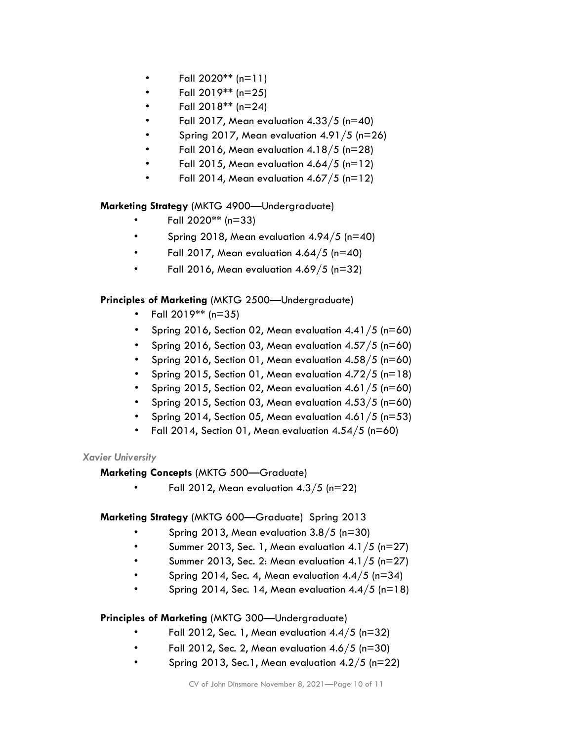- Fall 2020** (n=11)
- Fall 2019** (n=25)
- Fall 2018** (n=24)
- Fall 2017, Mean evaluation 4.33/5 (n=40)
- Spring 2017, Mean evaluation 4.91/5 (n=26)
- Fall 2016, Mean evaluation 4.18/5 (n=28)
- Fall 2015, Mean evaluation 4.64/5 (n=12)
- Fall 2014, Mean evaluation 4.67/5 (n=12)

**Marketing Strategy** (MKTG 4900—Undergraduate)

- Fall 2020** (n=33)
- Spring 2018, Mean evaluation 4.94/5 (n=40)
- Fall 2017, Mean evaluation 4.64/5 (n=40)
- Fall 2016, Mean evaluation 4.69/5 (n=32)

**Principles of Marketing** (MKTG 2500—Undergraduate)

- Fall 2019** (n=35)
- Spring 2016, Section 02, Mean evaluation 4.41/5 (n=60)
- Spring 2016, Section 03, Mean evaluation 4.57/5 (n=60)
- Spring 2016, Section 01, Mean evaluation 4.58/5 (n=60)
- Spring 2015, Section 01, Mean evaluation 4.72/5 (n=18)
- Spring 2015, Section 02, Mean evaluation 4.61/5 (n=60)
- Spring 2015, Section 03, Mean evaluation 4.53/5 (n=60)
- Spring 2014, Section 05, Mean evaluation 4.61/5 (n=53)
- Fall 2014, Section 01, Mean evaluation 4.54/5 (n=60)

*Xavier University*

**Marketing Concepts** (MKTG 500—Graduate)

- Fall 2012, Mean evaluation 4.3/5 (n=22)

**Marketing Strategy** (MKTG 600—Graduate) Spring 2013

- Spring 2013, Mean evaluation 3.8/5 (n=30)
- Summer 2013, Sec. 1, Mean evaluation 4.1/5 (n=27)
- Summer 2013, Sec. 2: Mean evaluation 4.1/5 (n=27)
- Spring 2014, Sec. 4, Mean evaluation 4.4/5 (n=34)
- Spring 2014, Sec. 14, Mean evaluation 4.4/5 (n=18)

**Principles of Marketing** (MKTG 300—Undergraduate)

- Fall 2012, Sec. 1, Mean evaluation 4.4/5 (n=32)
- Fall 2012, Sec. 2, Mean evaluation 4.6/5 (n=30)
- Spring 2013, Sec.1, Mean evaluation 4.2/5 (n=22)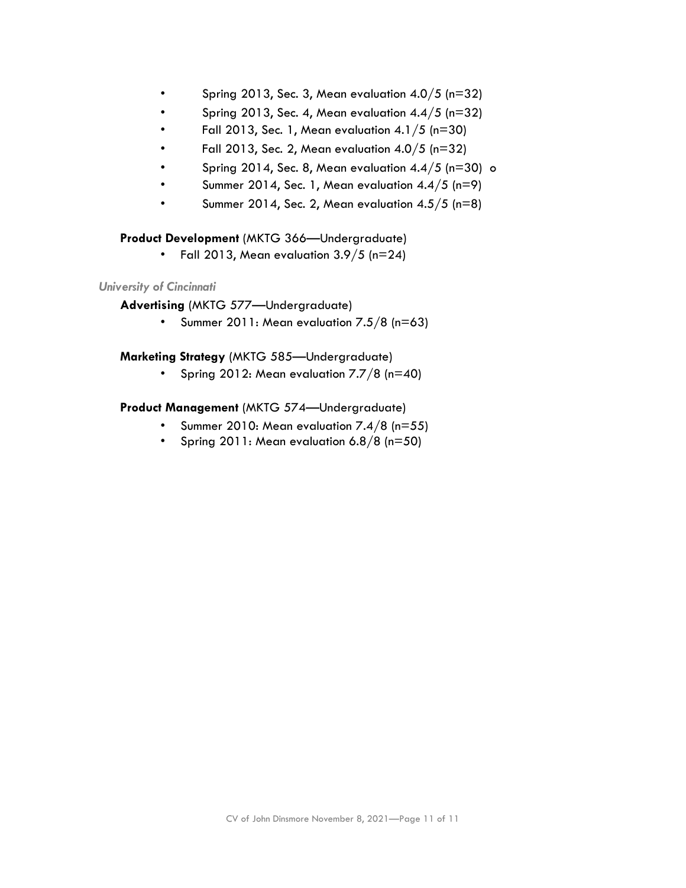- Spring 2013, Sec. 3, Mean evaluation 4.0/5 (n=32)
- Spring 2013, Sec. 4, Mean evaluation 4.4/5 (n=32)
- Fall 2013, Sec. 1, Mean evaluation 4.1/5 (n=30)
- Fall 2013, Sec. 2, Mean evaluation 4.0/5 (n=32)
- Spring 2014, Sec. 8, Mean evaluation 4.4/5 (n=30) o
- Summer 2014, Sec. 1, Mean evaluation 4.4/5 (n=9)
- Summer 2014, Sec. 2, Mean evaluation 4.5/5 (n=8)

**Product Development** (MKTG 366—Undergraduate)

- Fall 2013, Mean evaluation 3.9/5 (n=24)

*University of Cincinnati*

**Advertising** (MKTG 577—Undergraduate)

- Summer 2011: Mean evaluation 7.5/8 (n=63)

**Marketing Strategy** (MKTG 585—Undergraduate)

- Spring 2012: Mean evaluation 7.7/8 (n=40)

**Product Management** (MKTG 574—Undergraduate)

- Summer 2010: Mean evaluation 7.4/8 (n=55)
- Spring 2011: Mean evaluation 6.8/8 (n=50)